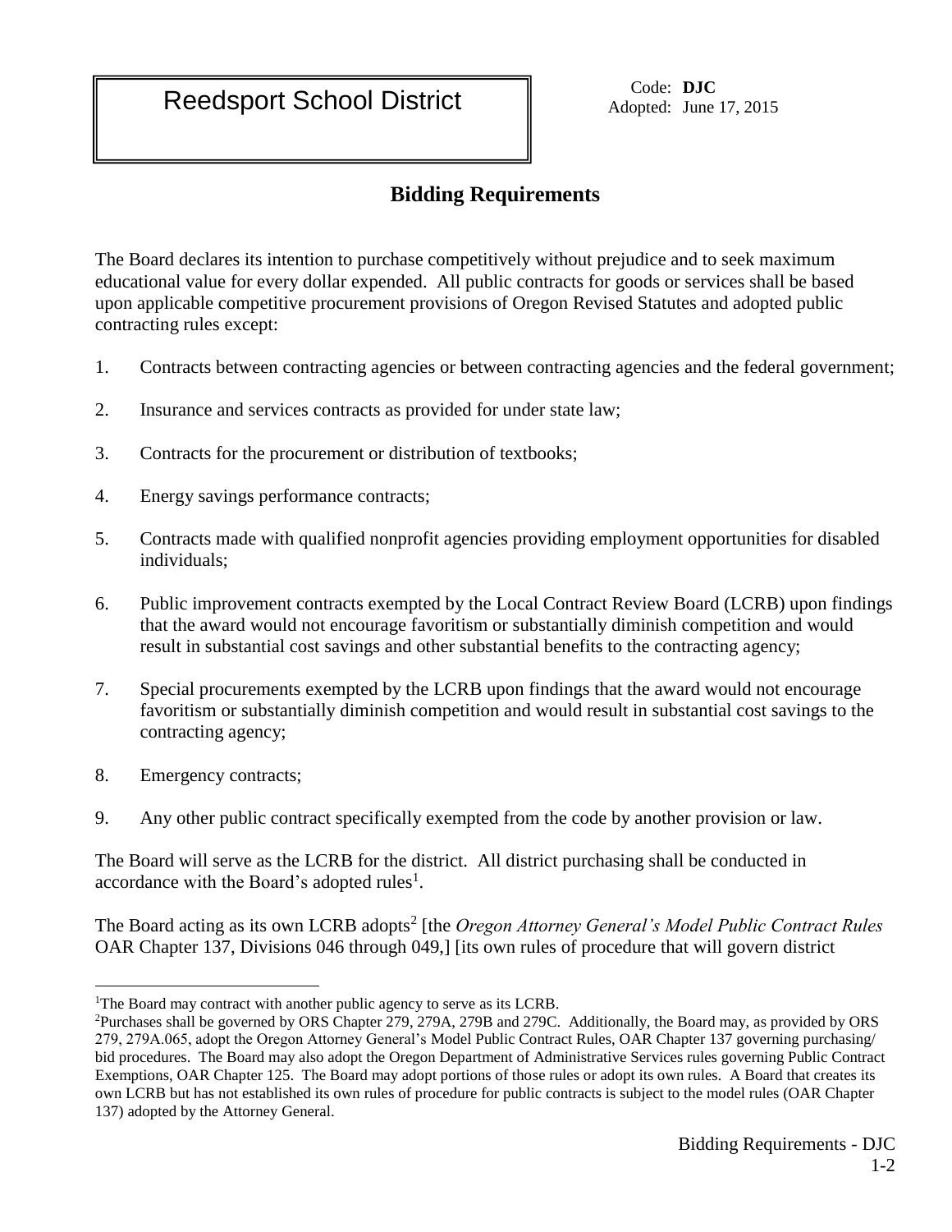Reedsport School District

Code: **DJC**
Adopted: June 17, 2015

## Bidding Requirements

The Board declares its intention to purchase competitively without prejudice and to seek maximum educational value for every dollar expended. All public contracts for goods or services shall be based upon applicable competitive procurement provisions of Oregon Revised Statutes and adopted public contracting rules except:

1. Contracts between contracting agencies or between contracting agencies and the federal government;
2. Insurance and services contracts as provided for under state law;
3. Contracts for the procurement or distribution of textbooks;
4. Energy savings performance contracts;
5. Contracts made with qualified nonprofit agencies providing employment opportunities for disabled individuals;
6. Public improvement contracts exempted by the Local Contract Review Board (LCRB) upon findings that the award would not encourage favoritism or substantially diminish competition and would result in substantial cost savings and other substantial benefits to the contracting agency;
7. Special procurements exempted by the LCRB upon findings that the award would not encourage favoritism or substantially diminish competition and would result in substantial cost savings to the contracting agency;
8. Emergency contracts;
9. Any other public contract specifically exempted from the code by another provision or law.

The Board will serve as the LCRB for the district. All district purchasing shall be conducted in accordance with the Board's adopted rules[1].

The Board acting as its own LCRB adopts[2] [the *Oregon Attorney General's Model Public Contract Rules* OAR Chapter 137, Divisions 046 through 049,] [its own rules of procedure that will govern district

[1]The Board may contract with another public agency to serve as its LCRB.

[2]Purchases shall be governed by ORS Chapter 279, 279A, 279B and 279C. Additionally, the Board may, as provided by ORS 279, 279A.065, adopt the Oregon Attorney General's Model Public Contract Rules, OAR Chapter 137 governing purchasing/ bid procedures. The Board may also adopt the Oregon Department of Administrative Services rules governing Public Contract Exemptions, OAR Chapter 125. The Board may adopt portions of those rules or adopt its own rules. A Board that creates its own LCRB but has not established its own rules of procedure for public contracts is subject to the model rules (OAR Chapter 137) adopted by the Attorney General.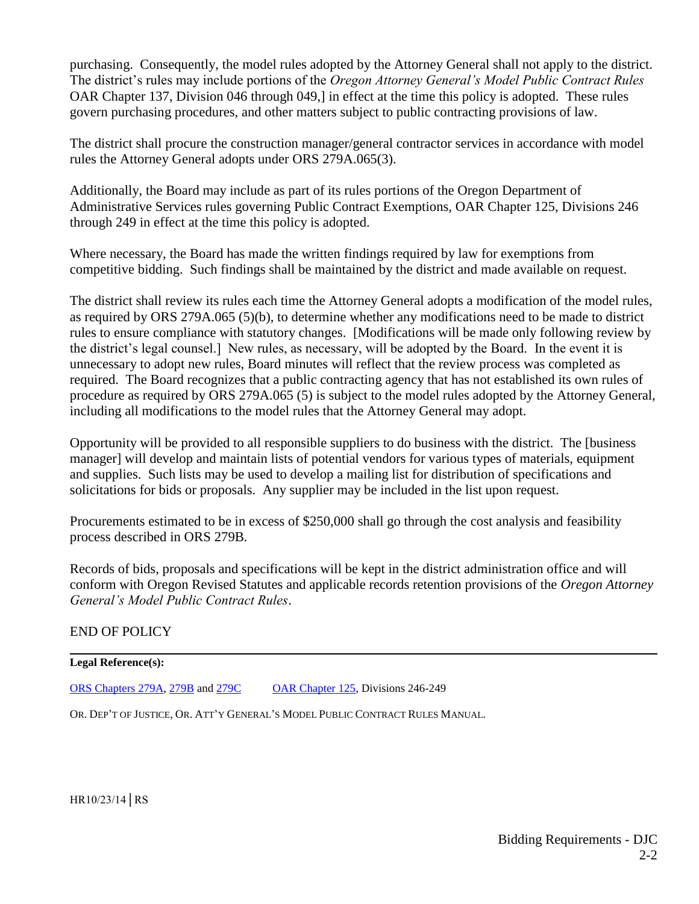purchasing. Consequently, the model rules adopted by the Attorney General shall not apply to the district. The district's rules may include portions of the *Oregon Attorney General's Model Public Contract Rules* OAR Chapter 137, Division 046 through 049,] in effect at the time this policy is adopted. These rules govern purchasing procedures, and other matters subject to public contracting provisions of law.

The district shall procure the construction manager/general contractor services in accordance with model rules the Attorney General adopts under ORS 279A.065(3).

Additionally, the Board may include as part of its rules portions of the Oregon Department of Administrative Services rules governing Public Contract Exemptions, OAR Chapter 125, Divisions 246 through 249 in effect at the time this policy is adopted.

Where necessary, the Board has made the written findings required by law for exemptions from competitive bidding. Such findings shall be maintained by the district and made available on request.

The district shall review its rules each time the Attorney General adopts a modification of the model rules, as required by ORS 279A.065 (5)(b), to determine whether any modifications need to be made to district rules to ensure compliance with statutory changes. [Modifications will be made only following review by the district's legal counsel.] New rules, as necessary, will be adopted by the Board. In the event it is unnecessary to adopt new rules, Board minutes will reflect that the review process was completed as required. The Board recognizes that a public contracting agency that has not established its own rules of procedure as required by ORS 279A.065 (5) is subject to the model rules adopted by the Attorney General, including all modifications to the model rules that the Attorney General may adopt.

Opportunity will be provided to all responsible suppliers to do business with the district. The [business manager] will develop and maintain lists of potential vendors for various types of materials, equipment and supplies. Such lists may be used to develop a mailing list for distribution of specifications and solicitations for bids or proposals. Any supplier may be included in the list upon request.

Procurements estimated to be in excess of $250,000 shall go through the cost analysis and feasibility process described in ORS 279B.

Records of bids, proposals and specifications will be kept in the district administration office and will conform with Oregon Revised Statutes and applicable records retention provisions of the *Oregon Attorney General's Model Public Contract Rules*.

END OF POLICY

---

**Legal Reference(s):**

ORS Chapters 279A, 279B and 279C    OAR Chapter 125, Divisions 246-249

OR. DEP'T OF JUSTICE, OR. ATT'Y GENERAL'S MODEL PUBLIC CONTRACT RULES MANUAL.

HR10/23/14 | RS